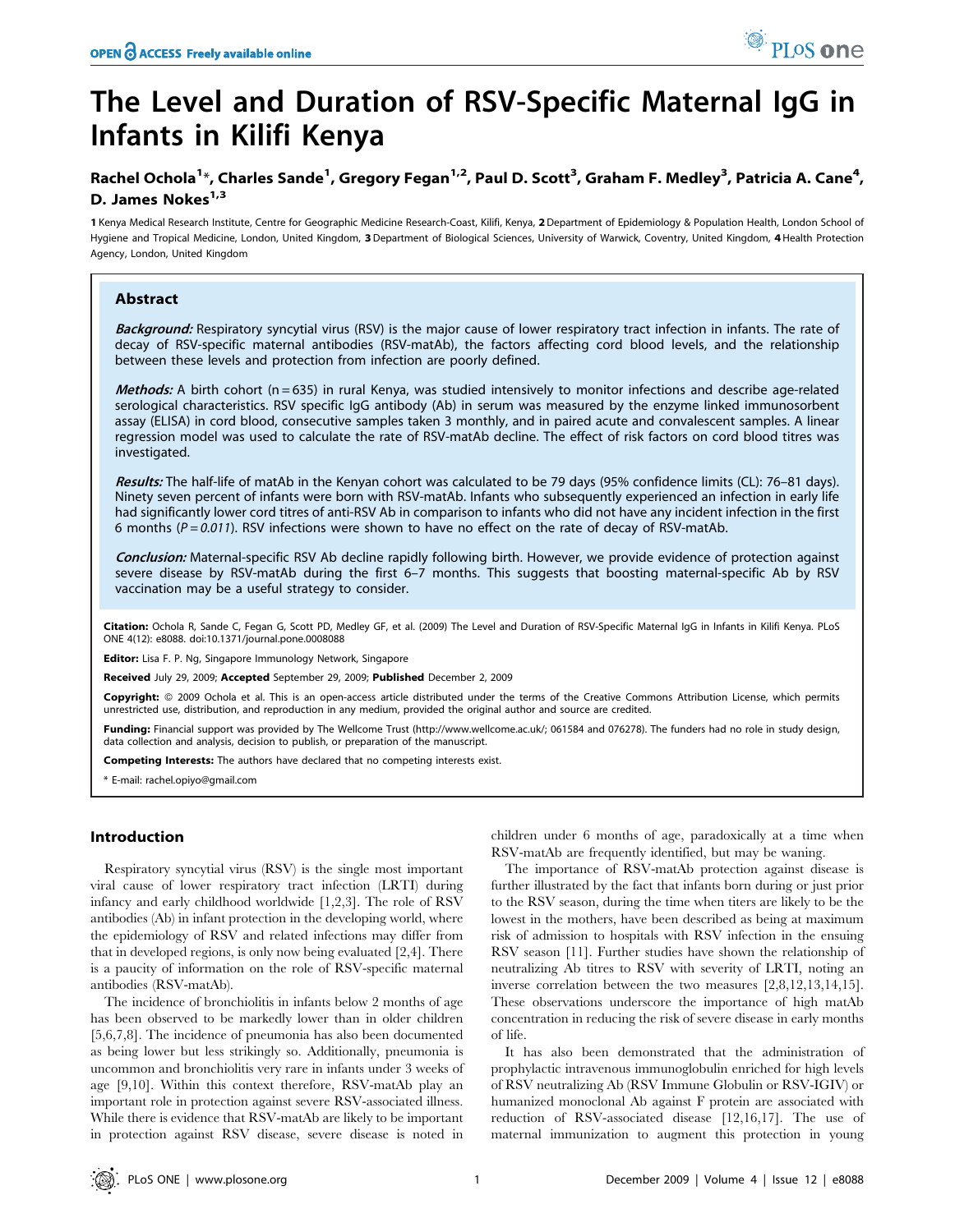# The Level and Duration of RSV-Specific Maternal IgG in Infants in Kilifi Kenya

**Rachel Ochola[1]\*, Charles Sande[1], Gregory Fegan[1,2], Paul D. Scott[3], Graham F. Medley[3], Patricia A. Cane[4], D. James Nokes[1,3]**

1 Kenya Medical Research Institute, Centre for Geographic Medicine Research-Coast, Kilifi, Kenya, 2 Department of Epidemiology & Population Health, London School of Hygiene and Tropical Medicine, London, United Kingdom, 3 Department of Biological Sciences, University of Warwick, Coventry, United Kingdom, 4 Health Protection Agency, London, United Kingdom

## Abstract

***Background:*** Respiratory syncytial virus (RSV) is the major cause of lower respiratory tract infection in infants. The rate of decay of RSV-specific maternal antibodies (RSV-matAb), the factors affecting cord blood levels, and the relationship between these levels and protection from infection are poorly defined.

***Methods:*** A birth cohort (n = 635) in rural Kenya, was studied intensively to monitor infections and describe age-related serological characteristics. RSV specific IgG antibody (Ab) in serum was measured by the enzyme linked immunosorbent assay (ELISA) in cord blood, consecutive samples taken 3 monthly, and in paired acute and convalescent samples. A linear regression model was used to calculate the rate of RSV-matAb decline. The effect of risk factors on cord blood titres was investigated.

***Results:*** The half-life of matAb in the Kenyan cohort was calculated to be 79 days (95% confidence limits (CL): 76–81 days). Ninety seven percent of infants were born with RSV-matAb. Infants who subsequently experienced an infection in early life had significantly lower cord titres of anti-RSV Ab in comparison to infants who did not have any incident infection in the first 6 months (*P = 0.011*). RSV infections were shown to have no effect on the rate of decay of RSV-matAb.

***Conclusion:*** Maternal-specific RSV Ab decline rapidly following birth. However, we provide evidence of protection against severe disease by RSV-matAb during the first 6–7 months. This suggests that boosting maternal-specific Ab by RSV vaccination may be a useful strategy to consider.

**Citation:** Ochola R, Sande C, Fegan G, Scott PD, Medley GF, et al. (2009) The Level and Duration of RSV-Specific Maternal IgG in Infants in Kilifi Kenya. PLoS ONE 4(12): e8088. doi:10.1371/journal.pone.0008088

**Editor:** Lisa F. P. Ng, Singapore Immunology Network, Singapore

**Received** July 29, 2009; **Accepted** September 29, 2009; **Published** December 2, 2009

**Copyright:** © 2009 Ochola et al. This is an open-access article distributed under the terms of the Creative Commons Attribution License, which permits unrestricted use, distribution, and reproduction in any medium, provided the original author and source are credited.

**Funding:** Financial support was provided by The Wellcome Trust (http://www.wellcome.ac.uk/; 061584 and 076278). The funders had no role in study design, data collection and analysis, decision to publish, or preparation of the manuscript.

**Competing Interests:** The authors have declared that no competing interests exist.

\* E-mail: rachel.opiyo@gmail.com

## Introduction

Respiratory syncytial virus (RSV) is the single most important viral cause of lower respiratory tract infection (LRTI) during infancy and early childhood worldwide [1,2,3]. The role of RSV antibodies (Ab) in infant protection in the developing world, where the epidemiology of RSV and related infections may differ from that in developed regions, is only now being evaluated [2,4]. There is a paucity of information on the role of RSV-specific maternal antibodies (RSV-matAb).

The incidence of bronchiolitis in infants below 2 months of age has been observed to be markedly lower than in older children [5,6,7,8]. The incidence of pneumonia has also been documented as being lower but less strikingly so. Additionally, pneumonia is uncommon and bronchiolitis very rare in infants under 3 weeks of age [9,10]. Within this context therefore, RSV-matAb play an important role in protection against severe RSV-associated illness. While there is evidence that RSV-matAb are likely to be important in protection against RSV disease, severe disease is noted in children under 6 months of age, paradoxically at a time when RSV-matAb are frequently identified, but may be waning.

The importance of RSV-matAb protection against disease is further illustrated by the fact that infants born during or just prior to the RSV season, during the time when titers are likely to be the lowest in the mothers, have been described as being at maximum risk of admission to hospitals with RSV infection in the ensuing RSV season [11]. Further studies have shown the relationship of neutralizing Ab titres to RSV with severity of LRTI, noting an inverse correlation between the two measures [2,8,12,13,14,15]. These observations underscore the importance of high matAb concentration in reducing the risk of severe disease in early months of life.

It has also been demonstrated that the administration of prophylactic intravenous immunoglobulin enriched for high levels of RSV neutralizing Ab (RSV Immune Globulin or RSV-IGIV) or humanized monoclonal Ab against F protein are associated with reduction of RSV-associated disease [12,16,17]. The use of maternal immunization to augment this protection in young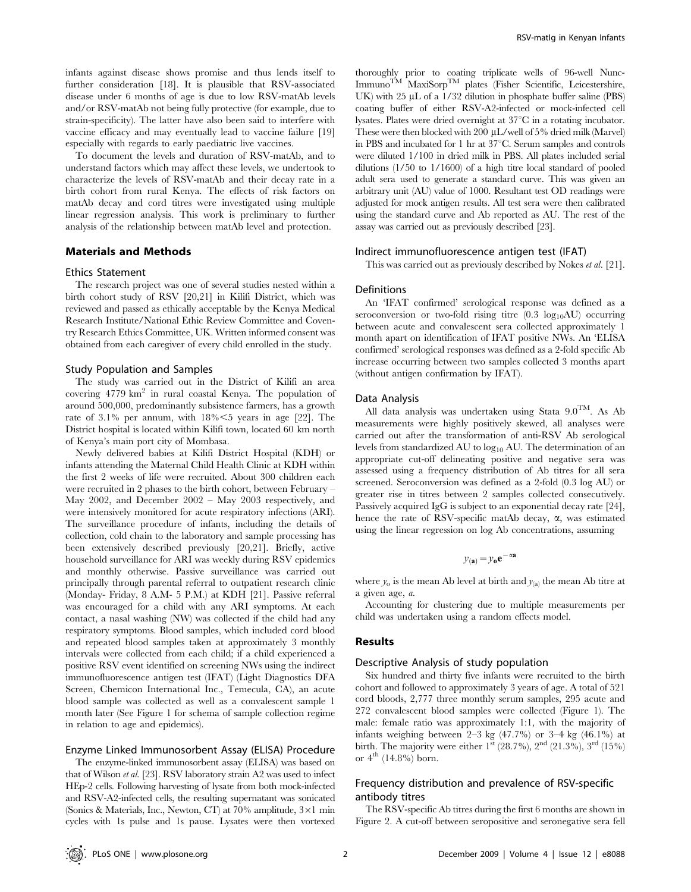infants against disease shows promise and thus lends itself to further consideration [18]. It is plausible that RSV-associated disease under 6 months of age is due to low RSV-matAb levels and/or RSV-matAb not being fully protective (for example, due to strain-specificity). The latter have also been said to interfere with vaccine efficacy and may eventually lead to vaccine failure [19] especially with regards to early paediatric live vaccines.

To document the levels and duration of RSV-matAb, and to understand factors which may affect these levels, we undertook to characterize the levels of RSV-matAb and their decay rate in a birth cohort from rural Kenya. The effects of risk factors on matAb decay and cord titres were investigated using multiple linear regression analysis. This work is preliminary to further analysis of the relationship between matAb level and protection.

## Materials and Methods

### Ethics Statement

The research project was one of several studies nested within a birth cohort study of RSV [20,21] in Kilifi District, which was reviewed and passed as ethically acceptable by the Kenya Medical Research Institute/National Ethic Review Committee and Coventry Research Ethics Committee, UK. Written informed consent was obtained from each caregiver of every child enrolled in the study.

### Study Population and Samples

The study was carried out in the District of Kilifi an area covering 4779 km$^2$ in rural coastal Kenya. The population of around 500,000, predominantly subsistence farmers, has a growth rate of 3.1% per annum, with 18%<5 years in age [22]. The District hospital is located within Kilifi town, located 60 km north of Kenya's main port city of Mombasa.

Newly delivered babies at Kilifi District Hospital (KDH) or infants attending the Maternal Child Health Clinic at KDH within the first 2 weeks of life were recruited. About 300 children each were recruited in 2 phases to the birth cohort, between February – May 2002, and December 2002 – May 2003 respectively, and were intensively monitored for acute respiratory infections (ARI). The surveillance procedure of infants, including the details of collection, cold chain to the laboratory and sample processing has been extensively described previously [20,21]. Briefly, active household surveillance for ARI was weekly during RSV epidemics and monthly otherwise. Passive surveillance was carried out principally through parental referral to outpatient research clinic (Monday- Friday, 8 A.M- 5 P.M.) at KDH [21]. Passive referral was encouraged for a child with any ARI symptoms. At each contact, a nasal washing (NW) was collected if the child had any respiratory symptoms. Blood samples, which included cord blood and repeated blood samples taken at approximately 3 monthly intervals were collected from each child; if a child experienced a positive RSV event identified on screening NWs using the indirect immunofluorescence antigen test (IFAT) (Light Diagnostics DFA Screen, Chemicon International Inc., Temecula, CA), an acute blood sample was collected as well as a convalescent sample 1 month later (See Figure 1 for schema of sample collection regime in relation to age and epidemics).

### Enzyme Linked Immunosorbent Assay (ELISA) Procedure

The enzyme-linked immunosorbent assay (ELISA) was based on that of Wilson *et al.* [23]. RSV laboratory strain A2 was used to infect HEp-2 cells. Following harvesting of lysate from both mock-infected and RSV-A2-infected cells, the resulting supernatant was sonicated (Sonics & Materials, Inc., Newton, CT) at 70% amplitude, 3×1 min cycles with 1s pulse and 1s pause. Lysates were then vortexed thoroughly prior to coating triplicate wells of 96-well Nunc-Immuno™ MaxiSorp™ plates (Fisher Scientific, Leicestershire, UK) with 25 µL of a 1/32 dilution in phosphate buffer saline (PBS) coating buffer of either RSV-A2-infected or mock-infected cell lysates. Plates were dried overnight at 37°C in a rotating incubator. These were then blocked with 200 µL/well of 5% dried milk (Marvel) in PBS and incubated for 1 hr at 37°C. Serum samples and controls were diluted 1/100 in dried milk in PBS. All plates included serial dilutions (1/50 to 1/1600) of a high titre local standard of pooled adult sera used to generate a standard curve. This was given an arbitrary unit (AU) value of 1000. Resultant test OD readings were adjusted for mock antigen results. All test sera were then calibrated using the standard curve and Ab reported as AU. The rest of the assay was carried out as previously described [23].

### Indirect immunofluorescence antigen test (IFAT)

This was carried out as previously described by Nokes *et al.* [21].

### Definitions

An 'IFAT confirmed' serological response was defined as a seroconversion or two-fold rising titre (0.3 $\log_{10}$AU) occurring between acute and convalescent sera collected approximately 1 month apart on identification of IFAT positive NWs. An 'ELISA confirmed' serological responses was defined as a 2-fold specific Ab increase occurring between two samples collected 3 months apart (without antigen confirmation by IFAT).

### Data Analysis

All data analysis was undertaken using Stata 9.0™. As Ab measurements were highly positively skewed, all analyses were carried out after the transformation of anti-RSV Ab serological levels from standardized AU to $\log_{10}$ AU. The determination of an appropriate cut-off delineating positive and negative sera was assessed using a frequency distribution of Ab titres for all sera screened. Seroconversion was defined as a 2-fold (0.3 log AU) or greater rise in titres between 2 samples collected consecutively. Passively acquired IgG is subject to an exponential decay rate [24], hence the rate of RSV-specific matAb decay, $\alpha$, was estimated using the linear regression on log Ab concentrations, assuming

$$y_{(a)} = y_0 e^{-\alpha a}$$

where $y_0$ is the mean Ab level at birth and $y_{(a)}$ the mean Ab titre at a given age, $a$.

Accounting for clustering due to multiple measurements per child was undertaken using a random effects model.

## Results

### Descriptive Analysis of study population

Six hundred and thirty five infants were recruited to the birth cohort and followed to approximately 3 years of age. A total of 521 cord bloods, 2,777 three monthly serum samples, 295 acute and 272 convalescent blood samples were collected (Figure 1). The male: female ratio was approximately 1:1, with the majority of infants weighing between 2–3 kg (47.7%) or 3–4 kg (46.1%) at birth. The majority were either 1st (28.7%), 2nd (21.3%), 3rd (15%) or 4th (14.8%) born.

### Frequency distribution and prevalence of RSV-specific antibody titres

The RSV-specific Ab titres during the first 6 months are shown in Figure 2. A cut-off between seropositive and seronegative sera fell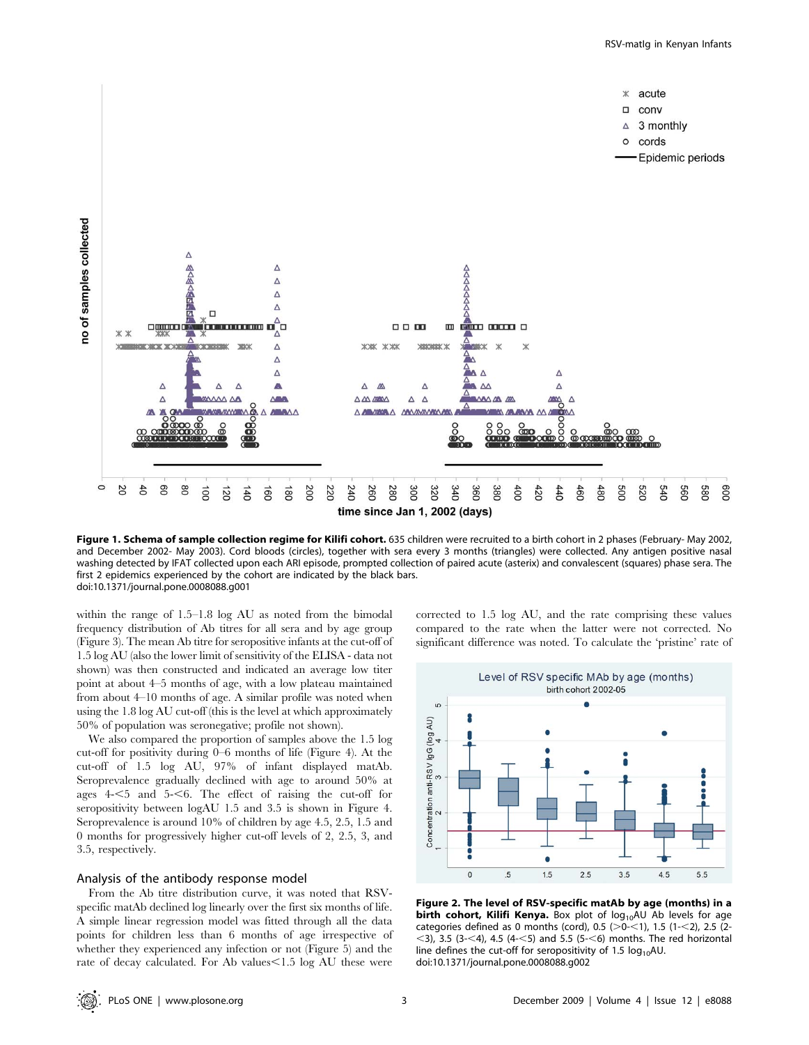**Figure 1. Schema of sample collection regime for Kilifi cohort.** 635 children were recruited to a birth cohort in 2 phases (February- May 2002, and December 2002- May 2003). Cord bloods (circles), together with sera every 3 months (triangles) were collected. Any antigen positive nasal washing detected by IFAT collected upon each ARI episode, prompted collection of paired acute (asterix) and convalescent (squares) phase sera. The first 2 epidemics experienced by the cohort are indicated by the black bars.
doi:10.1371/journal.pone.0008088.g001

within the range of 1.5–1.8 log AU as noted from the bimodal frequency distribution of Ab titres for all sera and by age group (Figure 3). The mean Ab titre for seropositive infants at the cut-off of 1.5 log AU (also the lower limit of sensitivity of the ELISA - data not shown) was then constructed and indicated an average low titer point at about 4–5 months of age, with a low plateau maintained from about 4–10 months of age. A similar profile was noted when using the 1.8 log AU cut-off (this is the level at which approximately 50% of population was seronegative; profile not shown).

We also compared the proportion of samples above the 1.5 log cut-off for positivity during 0–6 months of life (Figure 4). At the cut-off of 1.5 log AU, 97% of infant displayed matAb. Seroprevalence gradually declined with age to around 50% at ages 4-<5 and 5-<6. The effect of raising the cut-off for seropositivity between logAU 1.5 and 3.5 is shown in Figure 4. Seroprevalence is around 10% of children by age 4.5, 2.5, 1.5 and 0 months for progressively higher cut-off levels of 2, 2.5, 3, and 3.5, respectively.

## Analysis of the antibody response model

From the Ab titre distribution curve, it was noted that RSV-specific matAb declined log linearly over the first six months of life. A simple linear regression model was fitted through all the data points for children less than 6 months of age irrespective of whether they experienced any infection or not (Figure 5) and the rate of decay calculated. For Ab values<1.5 log AU these were corrected to 1.5 log AU, and the rate comprising these values compared to the rate when the latter were not corrected. No significant difference was noted. To calculate the 'pristine' rate of

**Figure 2. The level of RSV-specific matAb by age (months) in a birth cohort, Kilifi Kenya.** Box plot of $\log_{10}$AU Ab levels for age categories defined as 0 months (cord), 0.5 (>0-<1), 1.5 (1-<2), 2.5 (2-<3), 3.5 (3-<4), 4.5 (4-<5) and 5.5 (5-<6) months. The red horizontal line defines the cut-off for seropositivity of 1.5 $\log_{10}$AU.
doi:10.1371/journal.pone.0008088.g002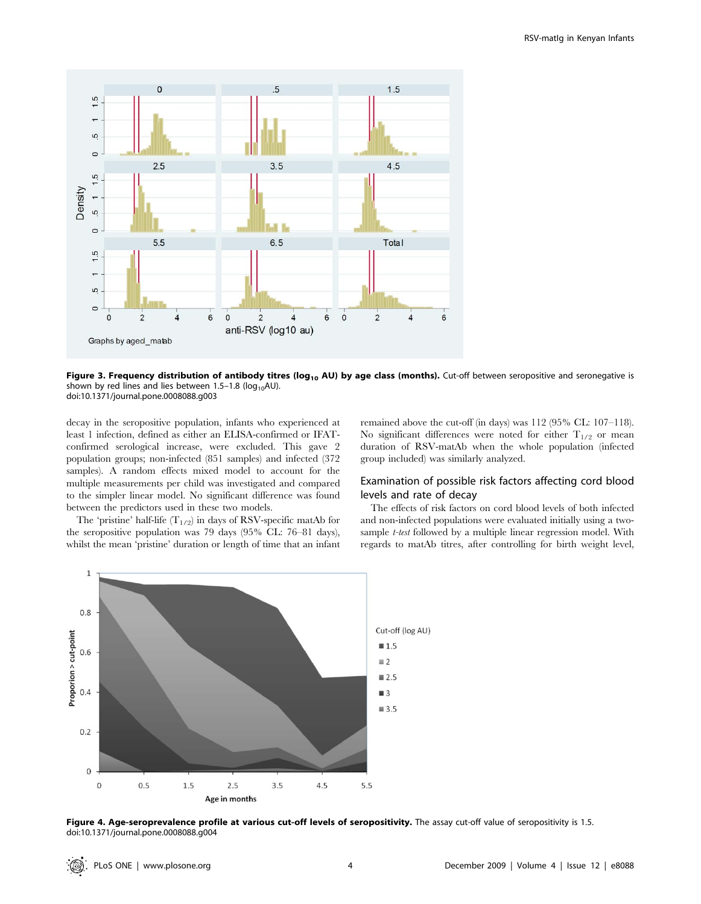**Figure 3. Frequency distribution of antibody titres ($\log_{10}$ AU) by age class (months).** Cut-off between seropositive and seronegative is shown by red lines and lies between 1.5–1.8 ($\log_{10}$AU).
doi:10.1371/journal.pone.0008088.g003

decay in the seropositive population, infants who experienced at least 1 infection, defined as either an ELISA-confirmed or IFAT-confirmed serological increase, were excluded. This gave 2 population groups; non-infected (851 samples) and infected (372 samples). A random effects mixed model to account for the multiple measurements per child was investigated and compared to the simpler linear model. No significant difference was found between the predictors used in these two models.

The 'pristine' half-life ($T_{1/2}$) in days of RSV-specific matAb for the seropositive population was 79 days (95% CL: 76–81 days), whilst the mean 'pristine' duration or length of time that an infant remained above the cut-off (in days) was 112 (95% CL: 107–118). No significant differences were noted for either $T_{1/2}$ or mean duration of RSV-matAb when the whole population (infected group included) was similarly analyzed.

## Examination of possible risk factors affecting cord blood levels and rate of decay

The effects of risk factors on cord blood levels of both infected and non-infected populations were evaluated initially using a two-sample *t-test* followed by a multiple linear regression model. With regards to matAb titres, after controlling for birth weight level,

**Figure 4. Age-seroprevalence profile at various cut-off levels of seropositivity.** The assay cut-off value of seropositivity is 1.5.
doi:10.1371/journal.pone.0008088.g004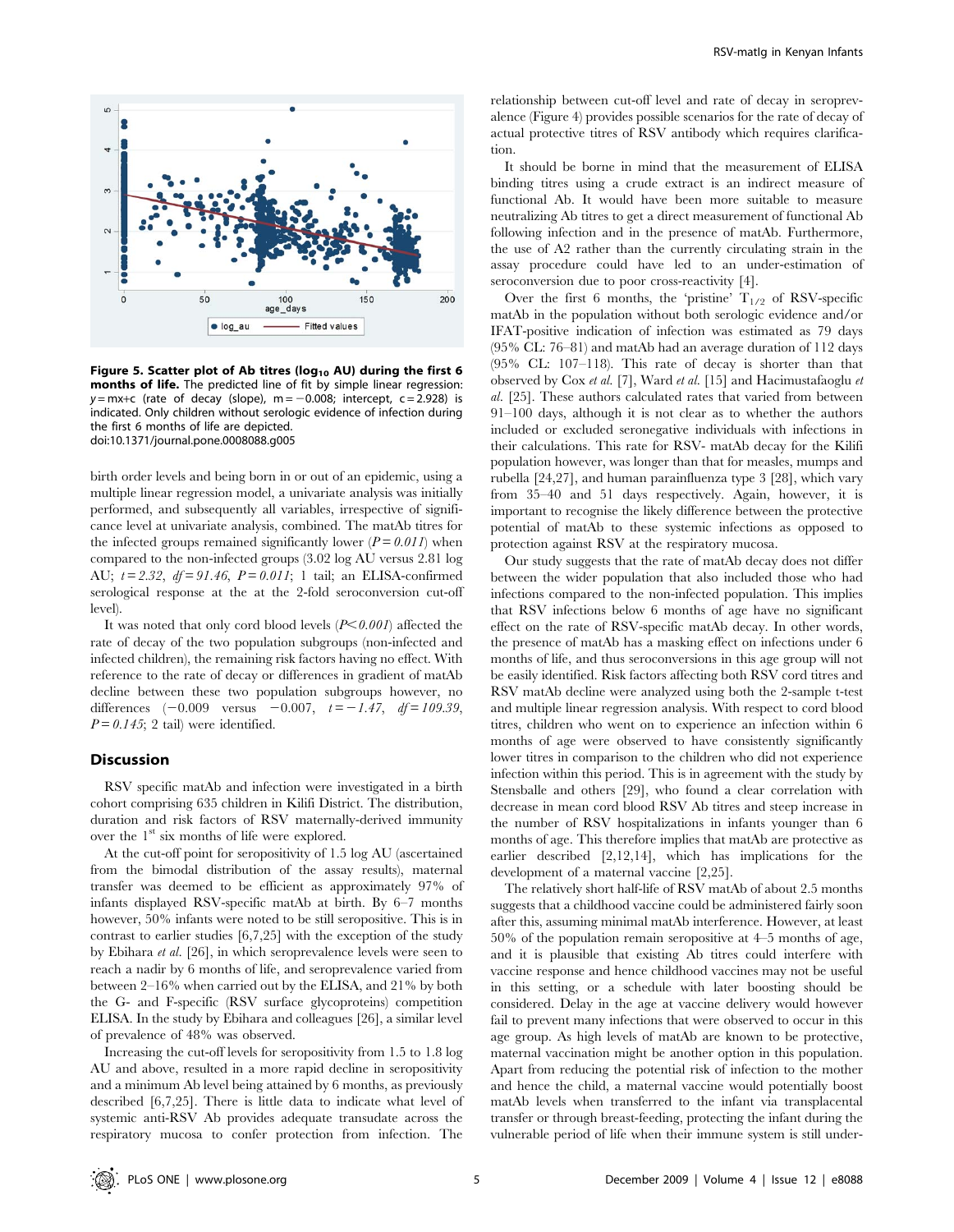**Figure 5. Scatter plot of Ab titres ($\log_{10}$ AU) during the first 6 months of life.** The predicted line of fit by simple linear regression: $y = mx + c$ (rate of decay (slope), $m = -0.008$; intercept, $c = 2.928$) is indicated. Only children without serologic evidence of infection during the first 6 months of life are depicted.
doi:10.1371/journal.pone.0008088.g005

birth order levels and being born in or out of an epidemic, using a multiple linear regression model, a univariate analysis was initially performed, and subsequently all variables, irrespective of significance level at univariate analysis, combined. The matAb titres for the infected groups remained significantly lower (*P = 0.011*) when compared to the non-infected groups (3.02 log AU versus 2.81 log AU; *t = 2.32*, *df = 91.46*, *P = 0.011*; 1 tail; an ELISA-confirmed serological response at the at the 2-fold seroconversion cut-off level).

It was noted that only cord blood levels (*P<0.001*) affected the rate of decay of the two population subgroups (non-infected and infected children), the remaining risk factors having no effect. With reference to the rate of decay or differences in gradient of matAb decline between these two population subgroups however, no differences (−0.009 versus −0.007, *t = −1.47*, *df = 109.39*, *P = 0.145*; 2 tail) were identified.

## Discussion

RSV specific matAb and infection were investigated in a birth cohort comprising 635 children in Kilifi District. The distribution, duration and risk factors of RSV maternally-derived immunity over the 1st six months of life were explored.

At the cut-off point for seropositivity of 1.5 log AU (ascertained from the bimodal distribution of the assay results), maternal transfer was deemed to be efficient as approximately 97% of infants displayed RSV-specific matAb at birth. By 6–7 months however, 50% infants were noted to be still seropositive. This is in contrast to earlier studies [6,7,25] with the exception of the study by Ebihara *et al.* [26], in which seroprevalence levels were seen to reach a nadir by 6 months of life, and seroprevalence varied from between 2–16% when carried out by the ELISA, and 21% by both the G- and F-specific (RSV surface glycoproteins) competition ELISA. In the study by Ebihara and colleagues [26], a similar level of prevalence of 48% was observed.

Increasing the cut-off levels for seropositivity from 1.5 to 1.8 log AU and above, resulted in a more rapid decline in seropositivity and a minimum Ab level being attained by 6 months, as previously described [6,7,25]. There is little data to indicate what level of systemic anti-RSV Ab provides adequate transudate across the respiratory mucosa to confer protection from infection. The relationship between cut-off level and rate of decay in seroprevalence (Figure 4) provides possible scenarios for the rate of decay of actual protective titres of RSV antibody which requires clarification.

It should be borne in mind that the measurement of ELISA binding titres using a crude extract is an indirect measure of functional Ab. It would have been more suitable to measure neutralizing Ab titres to get a direct measurement of functional Ab following infection and in the presence of matAb. Furthermore, the use of A2 rather than the currently circulating strain in the assay procedure could have led to an under-estimation of seroconversion due to poor cross-reactivity [4].

Over the first 6 months, the 'pristine' $T_{1/2}$ of RSV-specific matAb in the population without both serologic evidence and/or IFAT-positive indication of infection was estimated as 79 days (95% CL: 76–81) and matAb had an average duration of 112 days (95% CL: 107–118). This rate of decay is shorter than that observed by Cox *et al.* [7], Ward *et al.* [15] and Hacimustafaoglu *et al.* [25]. These authors calculated rates that varied from between 91–100 days, although it is not clear as to whether the authors included or excluded seronegative individuals with infections in their calculations. This rate for RSV- matAb decay for the Kilifi population however, was longer than that for measles, mumps and rubella [24,27], and human parainfluenza type 3 [28], which vary from 35–40 and 51 days respectively. Again, however, it is important to recognise the likely difference between the protective potential of matAb to these systemic infections as opposed to protection against RSV at the respiratory mucosa.

Our study suggests that the rate of matAb decay does not differ between the wider population that also included those who had infections compared to the non-infected population. This implies that RSV infections below 6 months of age have no significant effect on the rate of RSV-specific matAb decay. In other words, the presence of matAb has a masking effect on infections under 6 months of life, and thus seroconversions in this age group will not be easily identified. Risk factors affecting both RSV cord titres and RSV matAb decline were analyzed using both the 2-sample t-test and multiple linear regression analysis. With respect to cord blood titres, children who went on to experience an infection within 6 months of age were observed to have consistently significantly lower titres in comparison to the children who did not experience infection within this period. This is in agreement with the study by Stensballe and others [29], who found a clear correlation with decrease in mean cord blood RSV Ab titres and steep increase in the number of RSV hospitalizations in infants younger than 6 months of age. This therefore implies that matAb are protective as earlier described [2,12,14], which has implications for the development of a maternal vaccine [2,25].

The relatively short half-life of RSV matAb of about 2.5 months suggests that a childhood vaccine could be administered fairly soon after this, assuming minimal matAb interference. However, at least 50% of the population remain seropositive at 4–5 months of age, and it is plausible that existing Ab titres could interfere with vaccine response and hence childhood vaccines may not be useful in this setting, or a schedule with later boosting should be considered. Delay in the age at vaccine delivery would however fail to prevent many infections that were observed to occur in this age group. As high levels of matAb are known to be protective, maternal vaccination might be another option in this population. Apart from reducing the potential risk of infection to the mother and hence the child, a maternal vaccine would potentially boost matAb levels when transferred to the infant via transplacental transfer or through breast-feeding, protecting the infant during the vulnerable period of life when their immune system is still under-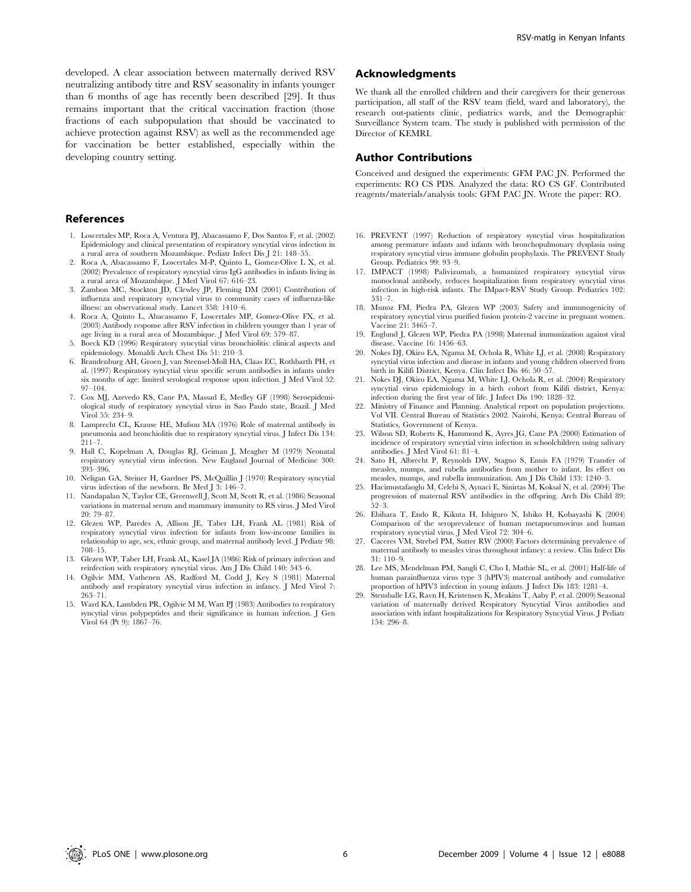developed. A clear association between maternally derived RSV neutralizing antibody titre and RSV seasonality in infants younger than 6 months of age has recently been described [29]. It thus remains important that the critical vaccination fraction (those fractions of each subpopulation that should be vaccinated to achieve protection against RSV) as well as the recommended age for vaccination be better established, especially within the developing country setting.

## Acknowledgments

We thank all the enrolled children and their caregivers for their generous participation, all staff of the RSV team (field, ward and laboratory), the research out-patients clinic, pediatrics wards, and the Demographic Surveillance System team. The study is published with permission of the Director of KEMRI.

## Author Contributions

Conceived and designed the experiments: GFM PAC JN. Performed the experiments: RO CS PDS. Analyzed the data: RO CS GF. Contributed reagents/materials/analysis tools: GFM PAC JN. Wrote the paper: RO.

## References

1. Loscertales MP, Roca A, Ventura PJ, Abacassamo F, Dos Santos F, et al. (2002) Epidemiology and clinical presentation of respiratory syncytial virus infection in a rural area of southern Mozambique. Pediatr Infect Dis J 21: 148–55.
2. Roca A, Abacassamo F, Loscertales M-P, Quinto L, Gomez-Olive L X, et al. (2002) Prevalence of respiratory syncytial virus IgG antibodies in infants living in a rural area of Mozambique. J Med Virol 67: 616–23.
3. Zambon MC, Stockton JD, Clewley JP, Fleming DM (2001) Contribution of influenza and respiratory syncytial virus to community cases of influenza-like illness: an observational study. Lancet 358: 1410–6.
4. Roca A, Quinto L, Abacassamo F, Loscertales MP, Gomez-Olive FX, et al. (2003) Antibody response after RSV infection in children younger than 1 year of age living in a rural area of Mozambique. J Med Virol 69: 579–87.
5. Boeck KD (1996) Respiratory syncytial virus bronchiolitis: clinical aspects and epidemiology. Monaldi Arch Chest Dis 51: 210–3.
6. Brandenburg AH, Groen J, van Steensel-Moll HA, Claas EC, Rothbarth PH, et al. (1997) Respiratory syncytial virus specific serum antibodies in infants under six months of age: limited serological response upon infection. J Med Virol 52: 97–104.
7. Cox MJ, Azevedo RS, Cane PA, Massad E, Medley GF (1998) Seroepidemiological study of respiratory syncytial virus in Sao Paulo state, Brazil. J Med Virol 55: 234–9.
8. Lamprecht CL, Krause HE, Mufson MA (1976) Role of maternal antibody in pneumonia and bronchiolitis due to respiratory syncytial virus. J Infect Dis 134: 211–7.
9. Hall C, Kopelman A, Douglas RJ, Geiman J, Meagher M (1979) Neonatal respiratory syncytial virus infection. New England Journal of Medicine 300: 393–396.
10. Neligan GA, Steiner H, Gardner PS, McQuillin J (1970) Respiratory syncytial virus infection of the newborn. Br Med J 3: 146–7.
11. Nandapalan N, Taylor CE, Greenwell J, Scott M, Scott R, et al. (1986) Seasonal variations in maternal serum and mammary immunity to RS virus. J Med Virol 20: 79–87.
12. Glezen WP, Paredes A, Allison JE, Taber LH, Frank AL (1981) Risk of respiratory syncytial virus infection for infants from low-income families in relationship to age, sex, ethnic group, and maternal antibody level. J Pediatr 98: 708–15.
13. Glezen WP, Taber LH, Frank AL, Kasel JA (1986) Risk of primary infection and reinfection with respiratory syncytial virus. Am J Dis Child 140: 543–6.
14. Ogilvie MM, Vathenen AS, Radford M, Codd J, Key S (1981) Maternal antibody and respiratory syncytial virus infection in infancy. J Med Virol 7: 263–71.
15. Ward KA, Lambden PR, Ogilvie M M, Watt PJ (1983) Antibodies to respiratory syncytial virus polypeptides and their significance in human infection. J Gen Virol 64 (Pt 9): 1867–76.
16. PREVENT (1997) Reduction of respiratory syncytial virus hospitalization among premature infants and infants with bronchopulmonary dysplasia using respiratory syncytial virus immune globulin prophylaxis. The PREVENT Study Group. Pediatrics 99: 93–9.
17. IMPACT (1998) Palivizumab, a humanized respiratory syncytial virus monoclonal antibody, reduces hospitalization from respiratory syncytial virus infection in high-risk infants. The IMpact-RSV Study Group. Pediatrics 102: 531–7.
18. Munoz FM, Piedra PA, Glezen WP (2003) Safety and immunogenicity of respiratory syncytial virus purified fusion protein-2 vaccine in pregnant women. Vaccine 21: 3465–7.
19. Englund J, Glezen WP, Piedra PA (1998) Maternal immunization against viral disease. Vaccine 16: 1456–63.
20. Nokes DJ, Okiro EA, Ngama M, Ochola R, White LJ, et al. (2008) Respiratory syncytial virus infection and disease in infants and young children observed from birth in Kilifi District, Kenya. Clin Infect Dis 46: 50–57.
21. Nokes DJ, Okiro EA, Ngama M, White LJ, Ochola R, et al. (2004) Respiratory syncytial virus epidemiology in a birth cohort from Kilifi district, Kenya: infection during the first year of life. J Infect Dis 190: 1828–32.
22. Ministry of Finance and Planning. Analytical report on population projections. Vol VII. Central Bureau of Statistics 2002. Nairobi, Kenya: Central Bureau of Statistics, Government of Kenya.
23. Wilson SD, Roberts K, Hammond K, Ayres JG, Cane PA (2000) Estimation of incidence of respiratory syncytial virus infection in schoolchildren using salivary antibodies. J Med Virol 61: 81–4.
24. Sato H, Albrecht P, Reynolds DW, Stagno S, Ennis FA (1979) Transfer of measles, mumps, and rubella antibodies from mother to infant. Its effect on measles, mumps, and rubella immunization. Am J Dis Child 133: 1240–3.
25. Hacimustafaoglu M, Celebi S, Aynaci E, Sinirtas M, Koksal N, et al. (2004) The progression of maternal RSV antibodies in the offspring. Arch Dis Child 89: 52–3.
26. Ebihara T, Endo R, Kikuta H, Ishiguro N, Ishiko H, Kobayashi K (2004) Comparison of the seroprevalence of human metapneumovirus and human respiratory syncytial virus. J Med Virol 72: 304–6.
27. Caceres VM, Strebel PM, Sutter RW (2000) Factors determining prevalence of maternal antibody to measles virus throughout infancy: a review. Clin Infect Dis 31: 110–9.
28. Lee MS, Mendelman PM, Sangli C, Cho I, Mathie SL, et al. (2001) Half-life of human parainfluenza virus type 3 (hPIV3) maternal antibody and cumulative proportion of hPIV3 infection in young infants. J Infect Dis 183: 1281–4.
29. Stensballe LG, Ravn H, Kristensen K, Meakins T, Aaby P, et al. (2009) Seasonal variation of maternally derived Respiratory Syncytial Virus antibodies and association with infant hospitalizations for Respiratory Syncytial Virus. J Pediatr 154: 296–8.